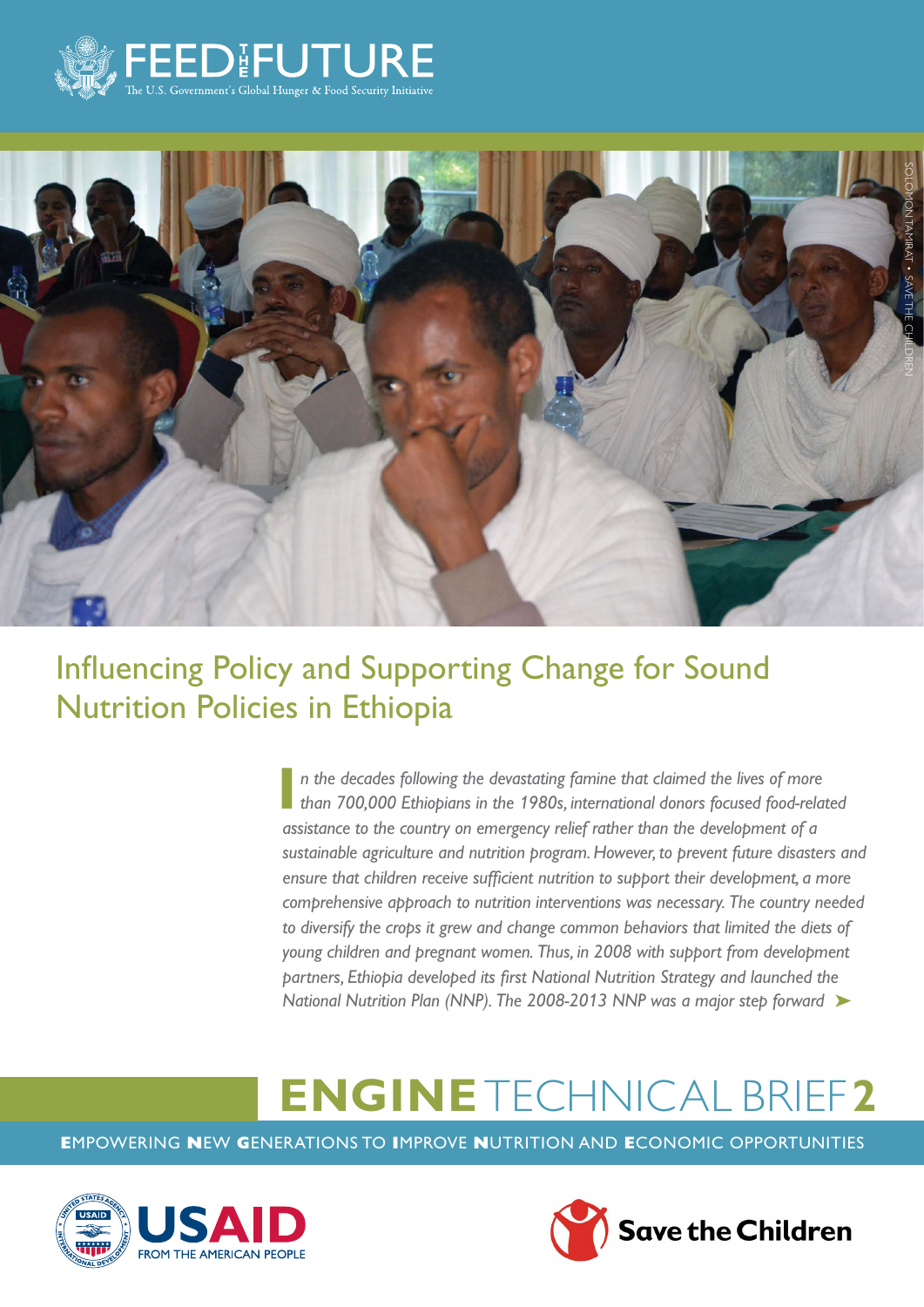FEED THE FUTURE

The U.S. Government's Global Hunger & Food Security Initiative

SOLOMON TAMIRAT • SAVE THE CHILDREN

# Influencing Policy and Supporting Change for Sound Nutrition Policies in Ethiopia

*In the decades following the devastating famine that claimed the lives of more than 700,000 Ethiopians in the 1980s, international donors focused food-related assistance to the country on emergency relief rather than the development of a sustainable agriculture and nutrition program. However, to prevent future disasters and ensure that children receive sufficient nutrition to support their development, a more comprehensive approach to nutrition interventions was necessary. The country needed to diversify the crops it grew and change common behaviors that limited the diets of young children and pregnant women. Thus, in 2008 with support from development partners, Ethiopia developed its first National Nutrition Strategy and launched the National Nutrition Plan (NNP). The 2008-2013 NNP was a major step forward* ➤

## ENGINE TECHNICAL BRIEF 2

**E**MPOWERING **N**EW **G**ENERATIONS TO **I**MPROVE **N**UTRITION AND **E**CONOMIC OPPORTUNITIES

USAID FROM THE AMERICAN PEOPLE

Save the Children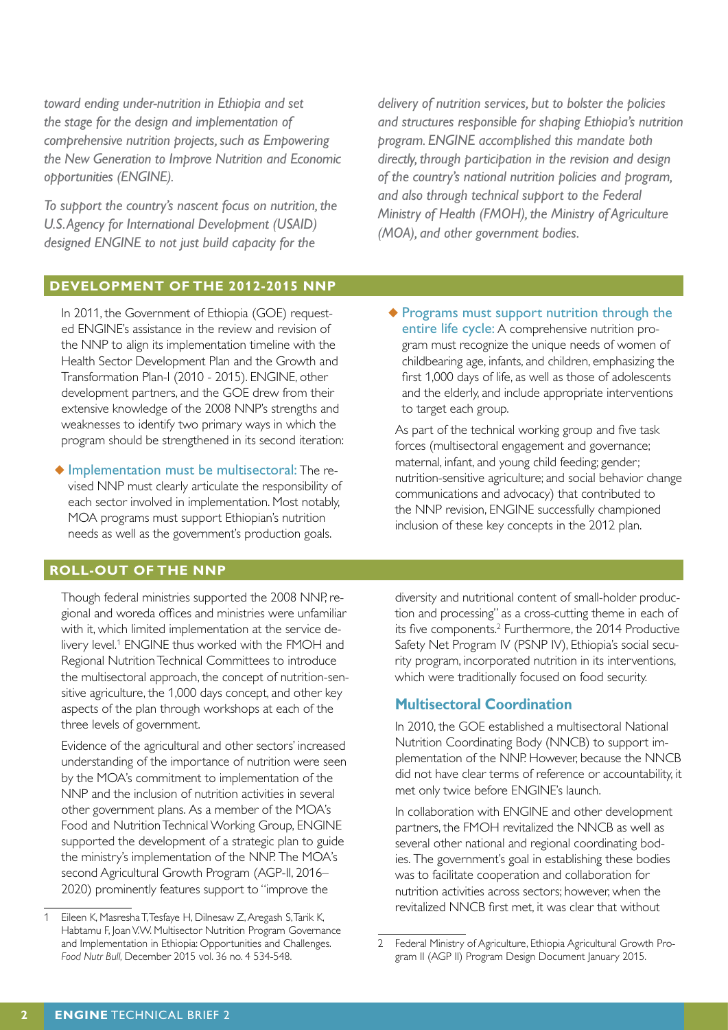*toward ending under-nutrition in Ethiopia and set the stage for the design and implementation of comprehensive nutrition projects, such as Empowering the New Generation to Improve Nutrition and Economic opportunities (ENGINE).*

*To support the country's nascent focus on nutrition, the U.S. Agency for International Development (USAID) designed ENGINE to not just build capacity for the delivery of nutrition services, but to bolster the policies and structures responsible for shaping Ethiopia's nutrition program. ENGINE accomplished this mandate both directly, through participation in the revision and design of the country's national nutrition policies and program, and also through technical support to the Federal Ministry of Health (FMOH), the Ministry of Agriculture (MOA), and other government bodies.*

## DEVELOPMENT OF THE 2012-2015 NNP

In 2011, the Government of Ethiopia (GOE) requested ENGINE's assistance in the review and revision of the NNP to align its implementation timeline with the Health Sector Development Plan and the Growth and Transformation Plan-I (2010 - 2015). ENGINE, other development partners, and the GOE drew from their extensive knowledge of the 2008 NNP's strengths and weaknesses to identify two primary ways in which the program should be strengthened in its second iteration:

- Implementation must be multisectoral: The revised NNP must clearly articulate the responsibility of each sector involved in implementation. Most notably, MOA programs must support Ethiopian's nutrition needs as well as the government's production goals.
- Programs must support nutrition through the entire life cycle: A comprehensive nutrition program must recognize the unique needs of women of childbearing age, infants, and children, emphasizing the first 1,000 days of life, as well as those of adolescents and the elderly, and include appropriate interventions to target each group.

As part of the technical working group and five task forces (multisectoral engagement and governance; maternal, infant, and young child feeding; gender; nutrition-sensitive agriculture; and social behavior change communications and advocacy) that contributed to the NNP revision, ENGINE successfully championed inclusion of these key concepts in the 2012 plan.

## ROLL-OUT OF THE NNP

Though federal ministries supported the 2008 NNP, regional and woreda offices and ministries were unfamiliar with it, which limited implementation at the service delivery level.[1] ENGINE thus worked with the FMOH and Regional Nutrition Technical Committees to introduce the multisectoral approach, the concept of nutrition-sensitive agriculture, the 1,000 days concept, and other key aspects of the plan through workshops at each of the three levels of government.

Evidence of the agricultural and other sectors' increased understanding of the importance of nutrition were seen by the MOA's commitment to implementation of the NNP and the inclusion of nutrition activities in several other government plans. As a member of the MOA's Food and Nutrition Technical Working Group, ENGINE supported the development of a strategic plan to guide the ministry's implementation of the NNP. The MOA's second Agricultural Growth Program (AGP-II, 2016–2020) prominently features support to "improve the diversity and nutritional content of small-holder production and processing" as a cross-cutting theme in each of its five components.[2] Furthermore, the 2014 Productive Safety Net Program IV (PSNP IV), Ethiopia's social security program, incorporated nutrition in its interventions, which were traditionally focused on food security.

### Multisectoral Coordination

In 2010, the GOE established a multisectoral National Nutrition Coordinating Body (NNCB) to support implementation of the NNP. However, because the NNCB did not have clear terms of reference or accountability, it met only twice before ENGINE's launch.

In collaboration with ENGINE and other development partners, the FMOH revitalized the NNCB as well as several other national and regional coordinating bodies. The government's goal in establishing these bodies was to facilitate cooperation and collaboration for nutrition activities across sectors; however, when the revitalized NNCB first met, it was clear that without

---

1 Eileen K, Masresha T, Tesfaye H, Dilnesaw Z, Aregash S, Tarik K, Habtamu F, Joan V.W. Multisector Nutrition Program Governance and Implementation in Ethiopia: Opportunities and Challenges. *Food Nutr Bull,* December 2015 vol. 36 no. 4 534-548.

2 Federal Ministry of Agriculture, Ethiopia Agricultural Growth Program II (AGP II) Program Design Document January 2015.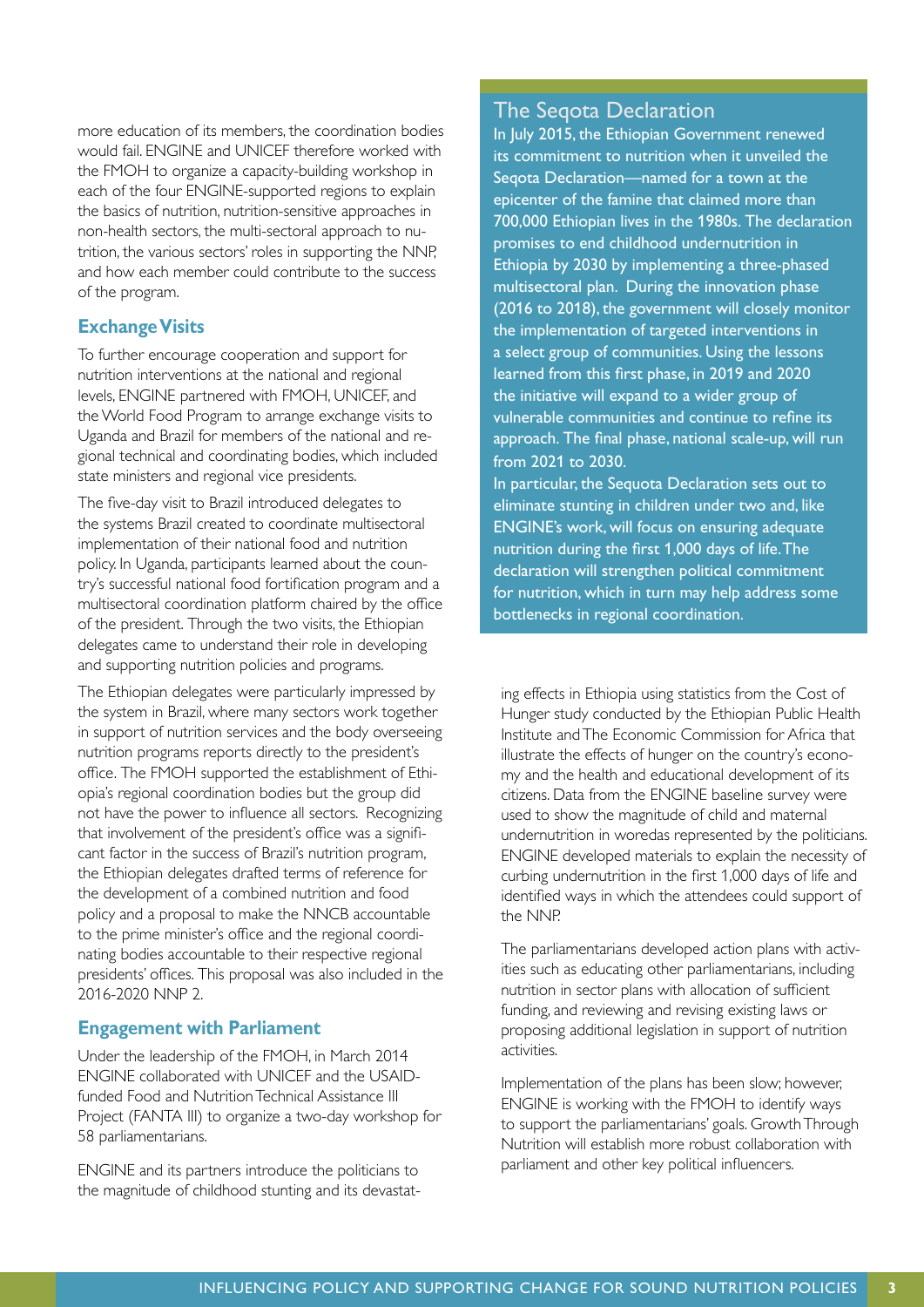more education of its members, the coordination bodies would fail. ENGINE and UNICEF therefore worked with the FMOH to organize a capacity-building workshop in each of the four ENGINE-supported regions to explain the basics of nutrition, nutrition-sensitive approaches in non-health sectors, the multi-sectoral approach to nutrition, the various sectors' roles in supporting the NNP, and how each member could contribute to the success of the program.

### Exchange Visits

To further encourage cooperation and support for nutrition interventions at the national and regional levels, ENGINE partnered with FMOH, UNICEF, and the World Food Program to arrange exchange visits to Uganda and Brazil for members of the national and regional technical and coordinating bodies, which included state ministers and regional vice presidents.

The five-day visit to Brazil introduced delegates to the systems Brazil created to coordinate multisectoral implementation of their national food and nutrition policy. In Uganda, participants learned about the country's successful national food fortification program and a multisectoral coordination platform chaired by the office of the president. Through the two visits, the Ethiopian delegates came to understand their role in developing and supporting nutrition policies and programs.

The Ethiopian delegates were particularly impressed by the system in Brazil, where many sectors work together in support of nutrition services and the body overseeing nutrition programs reports directly to the president's office. The FMOH supported the establishment of Ethiopia's regional coordination bodies but the group did not have the power to influence all sectors. Recognizing that involvement of the president's office was a significant factor in the success of Brazil's nutrition program, the Ethiopian delegates drafted terms of reference for the development of a combined nutrition and food policy and a proposal to make the NNCB accountable to the prime minister's office and the regional coordinating bodies accountable to their respective regional presidents' offices. This proposal was also included in the 2016-2020 NNP 2.

### Engagement with Parliament

Under the leadership of the FMOH, in March 2014 ENGINE collaborated with UNICEF and the USAID-funded Food and Nutrition Technical Assistance III Project (FANTA III) to organize a two-day workshop for 58 parliamentarians.

ENGINE and its partners introduce the politicians to the magnitude of childhood stunting and its devastating effects in Ethiopia using statistics from the Cost of Hunger study conducted by the Ethiopian Public Health Institute and The Economic Commission for Africa that illustrate the effects of hunger on the country's economy and the health and educational development of its citizens. Data from the ENGINE baseline survey were used to show the magnitude of child and maternal undernutrition in woredas represented by the politicians. ENGINE developed materials to explain the necessity of curbing undernutrition in the first 1,000 days of life and identified ways in which the attendees could support of the NNP.

The parliamentarians developed action plans with activities such as educating other parliamentarians, including nutrition in sector plans with allocation of sufficient funding, and reviewing and revising existing laws or proposing additional legislation in support of nutrition activities.

Implementation of the plans has been slow; however, ENGINE is working with the FMOH to identify ways to support the parliamentarians' goals. Growth Through Nutrition will establish more robust collaboration with parliament and other key political influencers.

## The Seqota Declaration

In July 2015, the Ethiopian Government renewed its commitment to nutrition when it unveiled the Seqota Declaration—named for a town at the epicenter of the famine that claimed more than 700,000 Ethiopian lives in the 1980s. The declaration promises to end childhood undernutrition in Ethiopia by 2030 by implementing a three-phased multisectoral plan. During the innovation phase (2016 to 2018), the government will closely monitor the implementation of targeted interventions in a select group of communities. Using the lessons learned from this first phase, in 2019 and 2020 the initiative will expand to a wider group of vulnerable communities and continue to refine its approach. The final phase, national scale-up, will run from 2021 to 2030.

In particular, the Sequota Declaration sets out to eliminate stunting in children under two and, like ENGINE's work, will focus on ensuring adequate nutrition during the first 1,000 days of life. The declaration will strengthen political commitment for nutrition, which in turn may help address some bottlenecks in regional coordination.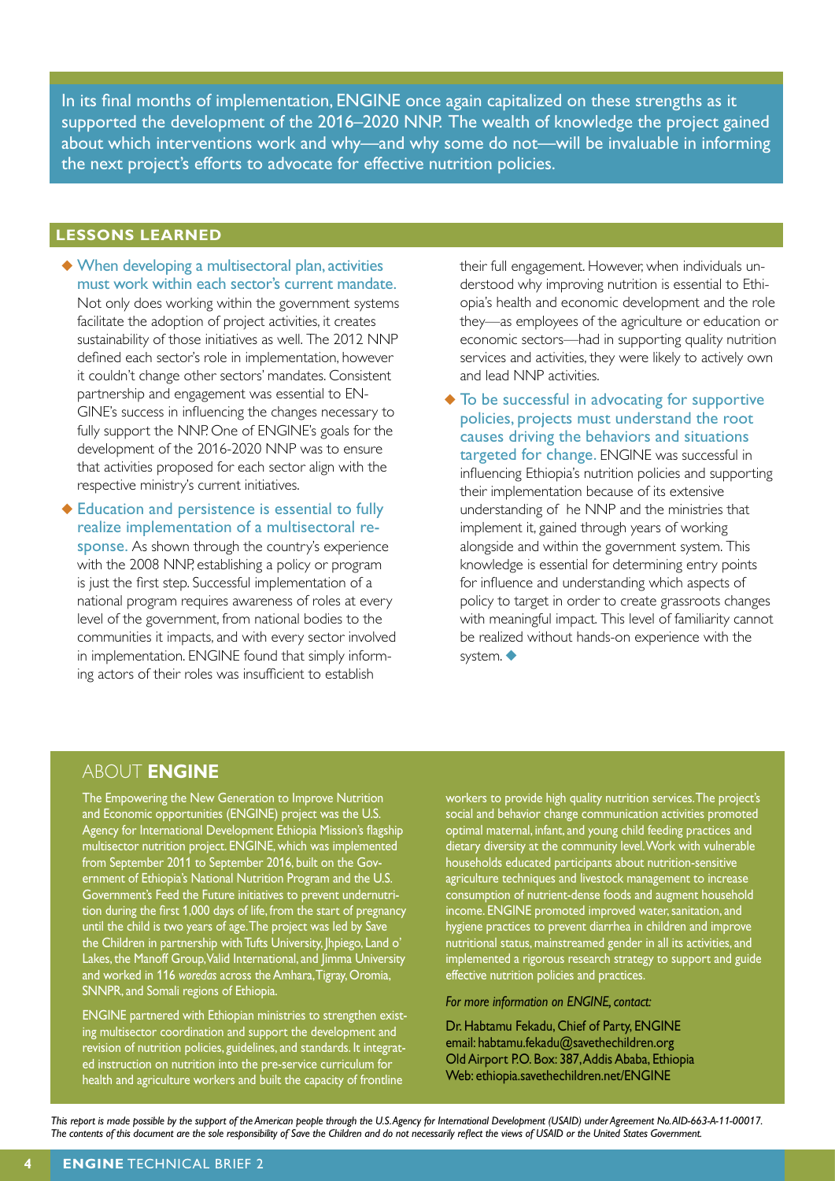In its final months of implementation, ENGINE once again capitalized on these strengths as it supported the development of the 2016–2020 NNP. The wealth of knowledge the project gained about which interventions work and why—and why some do not—will be invaluable in informing the next project's efforts to advocate for effective nutrition policies.

## LESSONS LEARNED

- **When developing a multisectoral plan, activities must work within each sector's current mandate.** Not only does working within the government systems facilitate the adoption of project activities, it creates sustainability of those initiatives as well. The 2012 NNP defined each sector's role in implementation, however it couldn't change other sectors' mandates. Consistent partnership and engagement was essential to ENGINE's success in influencing the changes necessary to fully support the NNP. One of ENGINE's goals for the development of the 2016-2020 NNP was to ensure that activities proposed for each sector align with the respective ministry's current initiatives.
- **Education and persistence is essential to fully realize implementation of a multisectoral response.** As shown through the country's experience with the 2008 NNP, establishing a policy or program is just the first step. Successful implementation of a national program requires awareness of roles at every level of the government, from national bodies to the communities it impacts, and with every sector involved in implementation. ENGINE found that simply informing actors of their roles was insufficient to establish their full engagement. However, when individuals understood why improving nutrition is essential to Ethiopia's health and economic development and the role they—as employees of the agriculture or education or economic sectors—had in supporting quality nutrition services and activities, they were likely to actively own and lead NNP activities.
- **To be successful in advocating for supportive policies, projects must understand the root causes driving the behaviors and situations targeted for change.** ENGINE was successful in influencing Ethiopia's nutrition policies and supporting their implementation because of its extensive understanding of he NNP and the ministries that implement it, gained through years of working alongside and within the government system. This knowledge is essential for determining entry points for influence and understanding which aspects of policy to target in order to create grassroots changes with meaningful impact. This level of familiarity cannot be realized without hands-on experience with the system. ◆

## ABOUT ENGINE

The Empowering the New Generation to Improve Nutrition and Economic opportunities (ENGINE) project was the U.S. Agency for International Development Ethiopia Mission's flagship multisector nutrition project. ENGINE, which was implemented from September 2011 to September 2016, built on the Government of Ethiopia's National Nutrition Program and the U.S. Government's Feed the Future initiatives to prevent undernutrition during the first 1,000 days of life, from the start of pregnancy until the child is two years of age. The project was led by Save the Children in partnership with Tufts University, Jhpiego, Land o' Lakes, the Manoff Group, Valid International, and Jimma University and worked in 116 *woredas* across the Amhara, Tigray, Oromia, SNNPR, and Somali regions of Ethiopia.

ENGINE partnered with Ethiopian ministries to strengthen existing multisector coordination and support the development and revision of nutrition policies, guidelines, and standards. It integrated instruction on nutrition into the pre-service curriculum for health and agriculture workers and built the capacity of frontline workers to provide high quality nutrition services. The project's social and behavior change communication activities promoted optimal maternal, infant, and young child feeding practices and dietary diversity at the community level. Work with vulnerable households educated participants about nutrition-sensitive agriculture techniques and livestock management to increase consumption of nutrient-dense foods and augment household income. ENGINE promoted improved water, sanitation, and hygiene practices to prevent diarrhea in children and improve nutritional status, mainstreamed gender in all its activities, and implemented a rigorous research strategy to support and guide effective nutrition policies and practices.

*For more information on ENGINE, contact:*

Dr. Habtamu Fekadu, Chief of Party, ENGINE
email: habtamu.fekadu@savethechildren.org
Old Airport P.O. Box: 387, Addis Ababa, Ethiopia
Web: ethiopia.savethechildren.net/ENGINE

*This report is made possible by the support of the American people through the U.S. Agency for International Development (USAID) under Agreement No. AID-663-A-11-00017. The contents of this document are the sole responsibility of Save the Children and do not necessarily reflect the views of USAID or the United States Government.*